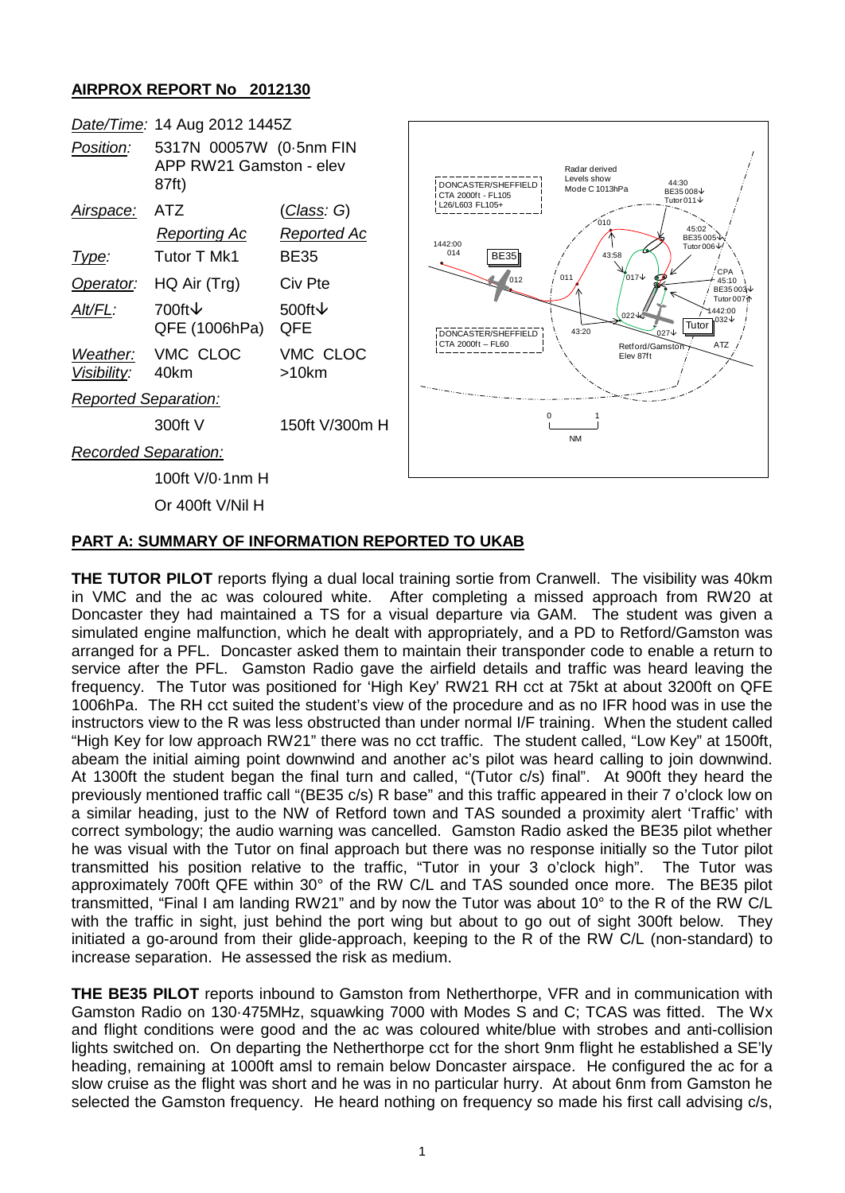## AIRPROX REPORT No 2012130

| | | |
|---|---|---|
| *Date/Time:* | 14 Aug 2012 1445Z | |
| *Position:* | 5317N 00057W (0·5nm FIN APP RW21 Gamston - elev 87ft) | |
| *Airspace:* | ATZ | (*Class*: G) |
| | *Reporting Ac* | *Reported Ac* |
| *Type:* | Tutor T Mk1 | BE35 |
| *Operator:* | HQ Air (Trg) | Civ Pte |
| *Alt/FL:* | 700ft↓ QFE (1006hPa) | 500ft↓ QFE |
| *Weather:* | VMC CLOC | VMC CLOC |
| *Visibility:* | 40km | >10km |
| *Reported Separation:* | | |
| | 300ft V | 150ft V/300m H |
| *Recorded Separation:* | | |
| | 100ft V/0·1nm H | |
| | Or 400ft V/Nil H | |

## PART A: SUMMARY OF INFORMATION REPORTED TO UKAB

**THE TUTOR PILOT** reports flying a dual local training sortie from Cranwell. The visibility was 40km in VMC and the ac was coloured white. After completing a missed approach from RW20 at Doncaster they had maintained a TS for a visual departure via GAM. The student was given a simulated engine malfunction, which he dealt with appropriately, and a PD to Retford/Gamston was arranged for a PFL. Doncaster asked them to maintain their transponder code to enable a return to service after the PFL. Gamston Radio gave the airfield details and traffic was heard leaving the frequency. The Tutor was positioned for 'High Key' RW21 RH cct at 75kt at about 3200ft on QFE 1006hPa. The RH cct suited the student's view of the procedure and as no IFR hood was in use the instructors view to the R was less obstructed than under normal I/F training. When the student called "High Key for low approach RW21" there was no cct traffic. The student called, "Low Key" at 1500ft, abeam the initial aiming point downwind and another ac's pilot was heard calling to join downwind. At 1300ft the student began the final turn and called, "(Tutor c/s) final". At 900ft they heard the previously mentioned traffic call "(BE35 c/s) R base" and this traffic appeared in their 7 o'clock low on a similar heading, just to the NW of Retford town and TAS sounded a proximity alert 'Traffic' with correct symbology; the audio warning was cancelled. Gamston Radio asked the BE35 pilot whether he was visual with the Tutor on final approach but there was no response initially so the Tutor pilot transmitted his position relative to the traffic, "Tutor in your 3 o'clock high". The Tutor was approximately 700ft QFE within 30° of the RW C/L and TAS sounded once more. The BE35 pilot transmitted, "Final I am landing RW21" and by now the Tutor was about 10° to the R of the RW C/L with the traffic in sight, just behind the port wing but about to go out of sight 300ft below. They initiated a go-around from their glide-approach, keeping to the R of the RW C/L (non-standard) to increase separation. He assessed the risk as medium.

**THE BE35 PILOT** reports inbound to Gamston from Netherthorpe, VFR and in communication with Gamston Radio on 130·475MHz, squawking 7000 with Modes S and C; TCAS was fitted. The Wx and flight conditions were good and the ac was coloured white/blue with strobes and anti-collision lights switched on. On departing the Netherthorpe cct for the short 9nm flight he established a SE'ly heading, remaining at 1000ft amsl to remain below Doncaster airspace. He configured the ac for a slow cruise as the flight was short and he was in no particular hurry. At about 6nm from Gamston he selected the Gamston frequency. He heard nothing on frequency so made his first call advising c/s,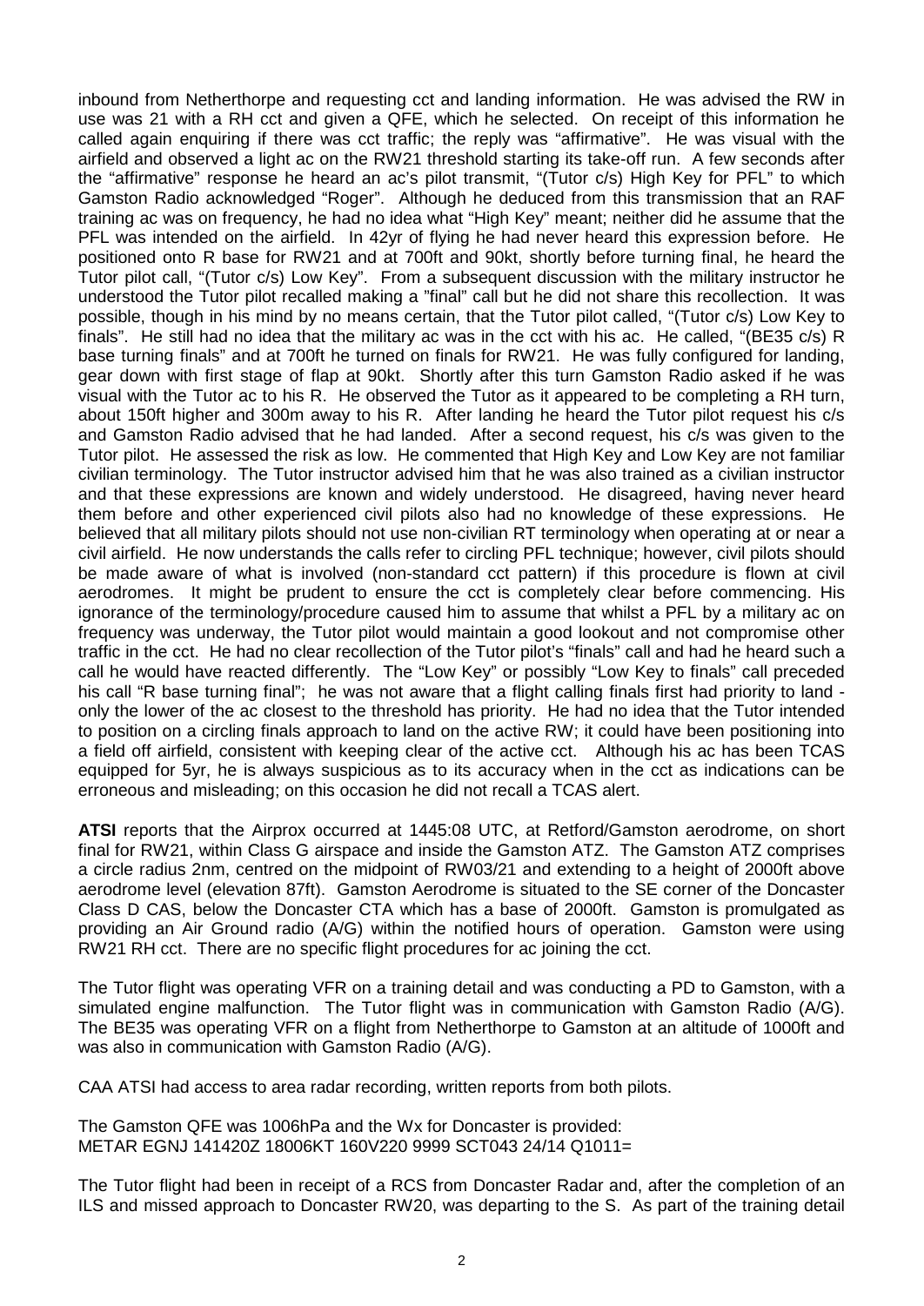inbound from Netherthorpe and requesting cct and landing information. He was advised the RW in use was 21 with a RH cct and given a QFE, which he selected. On receipt of this information he called again enquiring if there was cct traffic; the reply was "affirmative". He was visual with the airfield and observed a light ac on the RW21 threshold starting its take-off run. A few seconds after the "affirmative" response he heard an ac's pilot transmit, "(Tutor c/s) High Key for PFL" to which Gamston Radio acknowledged "Roger". Although he deduced from this transmission that an RAF training ac was on frequency, he had no idea what "High Key" meant; neither did he assume that the PFL was intended on the airfield. In 42yr of flying he had never heard this expression before. He positioned onto R base for RW21 and at 700ft and 90kt, shortly before turning final, he heard the Tutor pilot call, "(Tutor c/s) Low Key". From a subsequent discussion with the military instructor he understood the Tutor pilot recalled making a "final" call but he did not share this recollection. It was possible, though in his mind by no means certain, that the Tutor pilot called, "(Tutor c/s) Low Key to finals". He still had no idea that the military ac was in the cct with his ac. He called, "(BE35 c/s) R base turning finals" and at 700ft he turned on finals for RW21. He was fully configured for landing, gear down with first stage of flap at 90kt. Shortly after this turn Gamston Radio asked if he was visual with the Tutor ac to his R. He observed the Tutor as it appeared to be completing a RH turn, about 150ft higher and 300m away to his R. After landing he heard the Tutor pilot request his c/s and Gamston Radio advised that he had landed. After a second request, his c/s was given to the Tutor pilot. He assessed the risk as low. He commented that High Key and Low Key are not familiar civilian terminology. The Tutor instructor advised him that he was also trained as a civilian instructor and that these expressions are known and widely understood. He disagreed, having never heard them before and other experienced civil pilots also had no knowledge of these expressions. He believed that all military pilots should not use non-civilian RT terminology when operating at or near a civil airfield. He now understands the calls refer to circling PFL technique; however, civil pilots should be made aware of what is involved (non-standard cct pattern) if this procedure is flown at civil aerodromes. It might be prudent to ensure the cct is completely clear before commencing. His ignorance of the terminology/procedure caused him to assume that whilst a PFL by a military ac on frequency was underway, the Tutor pilot would maintain a good lookout and not compromise other traffic in the cct. He had no clear recollection of the Tutor pilot's "finals" call and had he heard such a call he would have reacted differently. The "Low Key" or possibly "Low Key to finals" call preceded his call "R base turning final"; he was not aware that a flight calling finals first had priority to land - only the lower of the ac closest to the threshold has priority. He had no idea that the Tutor intended to position on a circling finals approach to land on the active RW; it could have been positioning into a field off airfield, consistent with keeping clear of the active cct. Although his ac has been TCAS equipped for 5yr, he is always suspicious as to its accuracy when in the cct as indications can be erroneous and misleading; on this occasion he did not recall a TCAS alert.

**ATSI** reports that the Airprox occurred at 1445:08 UTC, at Retford/Gamston aerodrome, on short final for RW21, within Class G airspace and inside the Gamston ATZ. The Gamston ATZ comprises a circle radius 2nm, centred on the midpoint of RW03/21 and extending to a height of 2000ft above aerodrome level (elevation 87ft). Gamston Aerodrome is situated to the SE corner of the Doncaster Class D CAS, below the Doncaster CTA which has a base of 2000ft. Gamston is promulgated as providing an Air Ground radio (A/G) within the notified hours of operation. Gamston were using RW21 RH cct. There are no specific flight procedures for ac joining the cct.

The Tutor flight was operating VFR on a training detail and was conducting a PD to Gamston, with a simulated engine malfunction. The Tutor flight was in communication with Gamston Radio (A/G). The BE35 was operating VFR on a flight from Netherthorpe to Gamston at an altitude of 1000ft and was also in communication with Gamston Radio (A/G).

CAA ATSI had access to area radar recording, written reports from both pilots.

The Gamston QFE was 1006hPa and the Wx for Doncaster is provided:
METAR EGNJ 141420Z 18006KT 160V220 9999 SCT043 24/14 Q1011=

The Tutor flight had been in receipt of a RCS from Doncaster Radar and, after the completion of an ILS and missed approach to Doncaster RW20, was departing to the S. As part of the training detail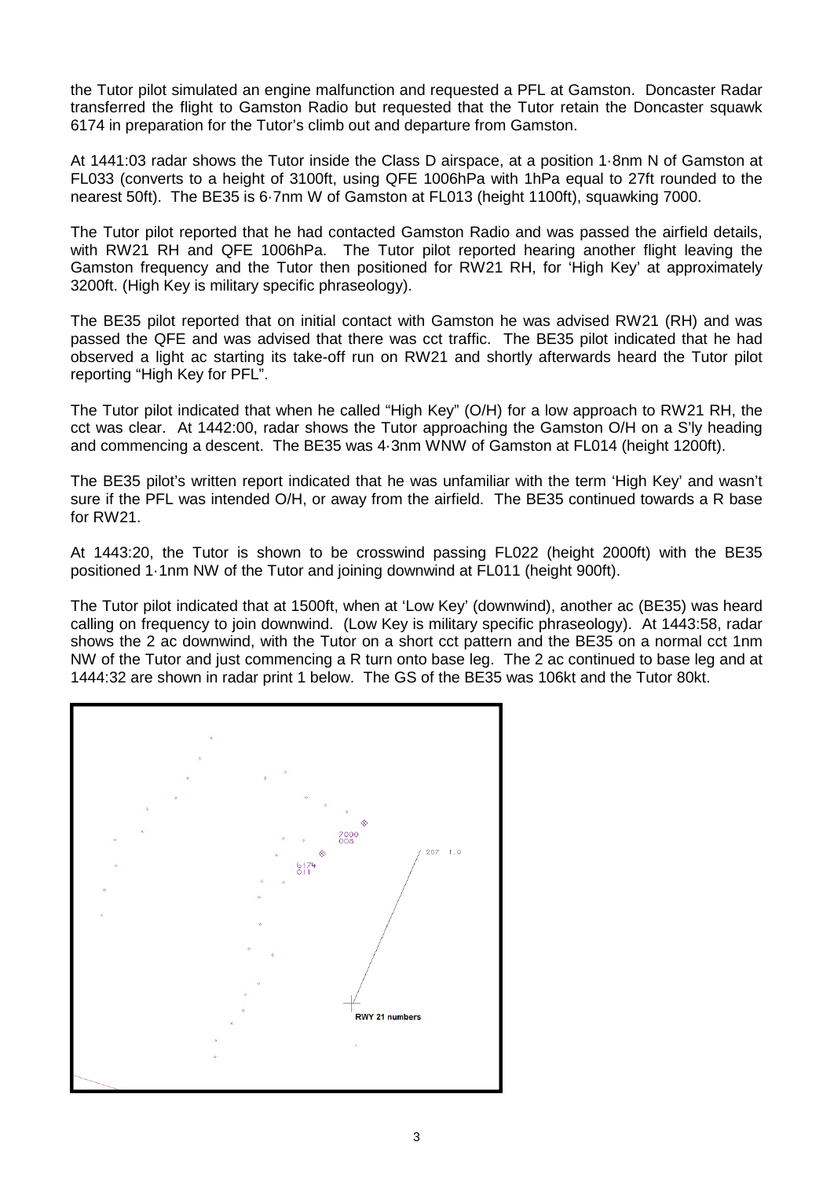the Tutor pilot simulated an engine malfunction and requested a PFL at Gamston. Doncaster Radar transferred the flight to Gamston Radio but requested that the Tutor retain the Doncaster squawk 6174 in preparation for the Tutor's climb out and departure from Gamston.

At 1441:03 radar shows the Tutor inside the Class D airspace, at a position 1·8nm N of Gamston at FL033 (converts to a height of 3100ft, using QFE 1006hPa with 1hPa equal to 27ft rounded to the nearest 50ft). The BE35 is 6·7nm W of Gamston at FL013 (height 1100ft), squawking 7000.

The Tutor pilot reported that he had contacted Gamston Radio and was passed the airfield details, with RW21 RH and QFE 1006hPa. The Tutor pilot reported hearing another flight leaving the Gamston frequency and the Tutor then positioned for RW21 RH, for 'High Key' at approximately 3200ft. (High Key is military specific phraseology).

The BE35 pilot reported that on initial contact with Gamston he was advised RW21 (RH) and was passed the QFE and was advised that there was cct traffic. The BE35 pilot indicated that he had observed a light ac starting its take-off run on RW21 and shortly afterwards heard the Tutor pilot reporting "High Key for PFL".

The Tutor pilot indicated that when he called "High Key" (O/H) for a low approach to RW21 RH, the cct was clear. At 1442:00, radar shows the Tutor approaching the Gamston O/H on a S'ly heading and commencing a descent. The BE35 was 4·3nm WNW of Gamston at FL014 (height 1200ft).

The BE35 pilot's written report indicated that he was unfamiliar with the term 'High Key' and wasn't sure if the PFL was intended O/H, or away from the airfield. The BE35 continued towards a R base for RW21.

At 1443:20, the Tutor is shown to be crosswind passing FL022 (height 2000ft) with the BE35 positioned 1·1nm NW of the Tutor and joining downwind at FL011 (height 900ft).

The Tutor pilot indicated that at 1500ft, when at 'Low Key' (downwind), another ac (BE35) was heard calling on frequency to join downwind. (Low Key is military specific phraseology). At 1443:58, radar shows the 2 ac downwind, with the Tutor on a short cct pattern and the BE35 on a normal cct 1nm NW of the Tutor and just commencing a R turn onto base leg. The 2 ac continued to base leg and at 1444:32 are shown in radar print 1 below. The GS of the BE35 was 106kt and the Tutor 80kt.

7000
008

6174
011

207 1.0

RWY 21 numbers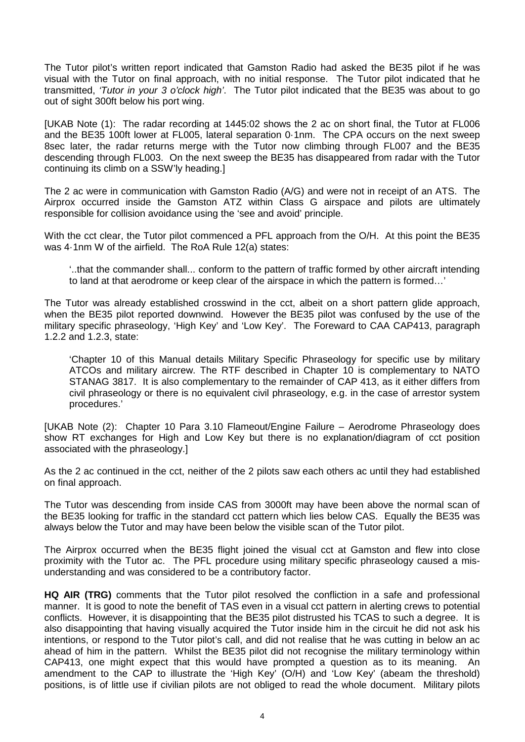The Tutor pilot's written report indicated that Gamston Radio had asked the BE35 pilot if he was visual with the Tutor on final approach, with no initial response. The Tutor pilot indicated that he transmitted, *'Tutor in your 3 o'clock high'*. The Tutor pilot indicated that the BE35 was about to go out of sight 300ft below his port wing.

[UKAB Note (1): The radar recording at 1445:02 shows the 2 ac on short final, the Tutor at FL006 and the BE35 100ft lower at FL005, lateral separation 0·1nm. The CPA occurs on the next sweep 8sec later, the radar returns merge with the Tutor now climbing through FL007 and the BE35 descending through FL003. On the next sweep the BE35 has disappeared from radar with the Tutor continuing its climb on a SSW'ly heading.]

The 2 ac were in communication with Gamston Radio (A/G) and were not in receipt of an ATS. The Airprox occurred inside the Gamston ATZ within Class G airspace and pilots are ultimately responsible for collision avoidance using the 'see and avoid' principle.

With the cct clear, the Tutor pilot commenced a PFL approach from the O/H. At this point the BE35 was 4·1nm W of the airfield. The RoA Rule 12(a) states:

> '..that the commander shall... conform to the pattern of traffic formed by other aircraft intending to land at that aerodrome or keep clear of the airspace in which the pattern is formed…'

The Tutor was already established crosswind in the cct, albeit on a short pattern glide approach, when the BE35 pilot reported downwind. However the BE35 pilot was confused by the use of the military specific phraseology, 'High Key' and 'Low Key'. The Foreward to CAA CAP413, paragraph 1.2.2 and 1.2.3, state:

> 'Chapter 10 of this Manual details Military Specific Phraseology for specific use by military ATCOs and military aircrew. The RTF described in Chapter 10 is complementary to NATO STANAG 3817. It is also complementary to the remainder of CAP 413, as it either differs from civil phraseology or there is no equivalent civil phraseology, e.g. in the case of arrestor system procedures.'

[UKAB Note (2): Chapter 10 Para 3.10 Flameout/Engine Failure – Aerodrome Phraseology does show RT exchanges for High and Low Key but there is no explanation/diagram of cct position associated with the phraseology.]

As the 2 ac continued in the cct, neither of the 2 pilots saw each others ac until they had established on final approach.

The Tutor was descending from inside CAS from 3000ft may have been above the normal scan of the BE35 looking for traffic in the standard cct pattern which lies below CAS. Equally the BE35 was always below the Tutor and may have been below the visible scan of the Tutor pilot.

The Airprox occurred when the BE35 flight joined the visual cct at Gamston and flew into close proximity with the Tutor ac. The PFL procedure using military specific phraseology caused a mis-understanding and was considered to be a contributory factor.

**HQ AIR (TRG)** comments that the Tutor pilot resolved the confliction in a safe and professional manner. It is good to note the benefit of TAS even in a visual cct pattern in alerting crews to potential conflicts. However, it is disappointing that the BE35 pilot distrusted his TCAS to such a degree. It is also disappointing that having visually acquired the Tutor inside him in the circuit he did not ask his intentions, or respond to the Tutor pilot's call, and did not realise that he was cutting in below an ac ahead of him in the pattern. Whilst the BE35 pilot did not recognise the military terminology within CAP413, one might expect that this would have prompted a question as to its meaning. An amendment to the CAP to illustrate the 'High Key' (O/H) and 'Low Key' (abeam the threshold) positions, is of little use if civilian pilots are not obliged to read the whole document. Military pilots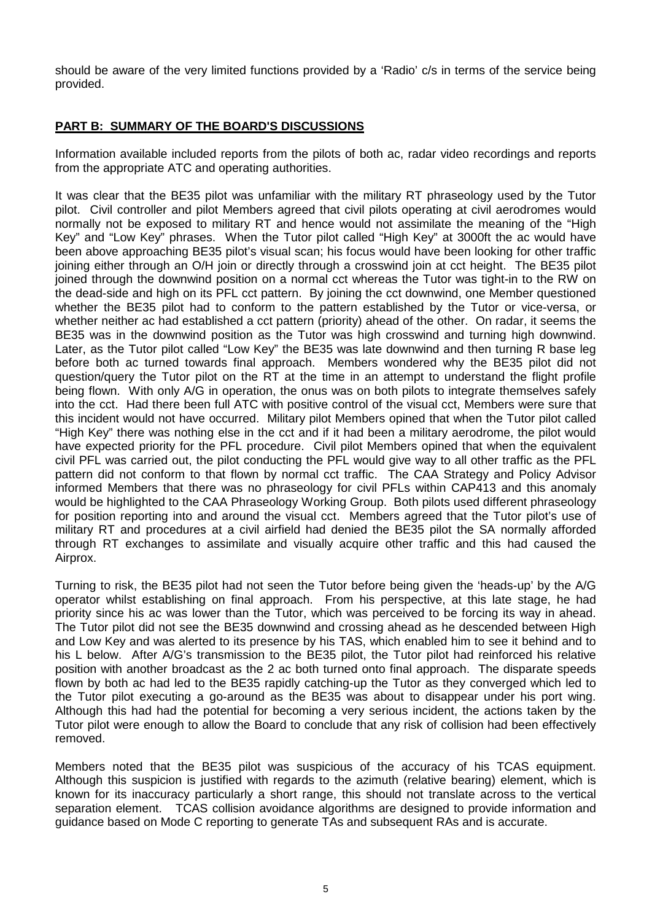should be aware of the very limited functions provided by a 'Radio' c/s in terms of the service being provided.

## PART B: SUMMARY OF THE BOARD'S DISCUSSIONS

Information available included reports from the pilots of both ac, radar video recordings and reports from the appropriate ATC and operating authorities.

It was clear that the BE35 pilot was unfamiliar with the military RT phraseology used by the Tutor pilot. Civil controller and pilot Members agreed that civil pilots operating at civil aerodromes would normally not be exposed to military RT and hence would not assimilate the meaning of the "High Key" and "Low Key" phrases. When the Tutor pilot called "High Key" at 3000ft the ac would have been above approaching BE35 pilot's visual scan; his focus would have been looking for other traffic joining either through an O/H join or directly through a crosswind join at cct height. The BE35 pilot joined through the downwind position on a normal cct whereas the Tutor was tight-in to the RW on the dead-side and high on its PFL cct pattern. By joining the cct downwind, one Member questioned whether the BE35 pilot had to conform to the pattern established by the Tutor or vice-versa, or whether neither ac had established a cct pattern (priority) ahead of the other. On radar, it seems the BE35 was in the downwind position as the Tutor was high crosswind and turning high downwind. Later, as the Tutor pilot called "Low Key" the BE35 was late downwind and then turning R base leg before both ac turned towards final approach. Members wondered why the BE35 pilot did not question/query the Tutor pilot on the RT at the time in an attempt to understand the flight profile being flown. With only A/G in operation, the onus was on both pilots to integrate themselves safely into the cct. Had there been full ATC with positive control of the visual cct, Members were sure that this incident would not have occurred. Military pilot Members opined that when the Tutor pilot called "High Key" there was nothing else in the cct and if it had been a military aerodrome, the pilot would have expected priority for the PFL procedure. Civil pilot Members opined that when the equivalent civil PFL was carried out, the pilot conducting the PFL would give way to all other traffic as the PFL pattern did not conform to that flown by normal cct traffic. The CAA Strategy and Policy Advisor informed Members that there was no phraseology for civil PFLs within CAP413 and this anomaly would be highlighted to the CAA Phraseology Working Group. Both pilots used different phraseology for position reporting into and around the visual cct. Members agreed that the Tutor pilot's use of military RT and procedures at a civil airfield had denied the BE35 pilot the SA normally afforded through RT exchanges to assimilate and visually acquire other traffic and this had caused the Airprox.

Turning to risk, the BE35 pilot had not seen the Tutor before being given the 'heads-up' by the A/G operator whilst establishing on final approach. From his perspective, at this late stage, he had priority since his ac was lower than the Tutor, which was perceived to be forcing its way in ahead. The Tutor pilot did not see the BE35 downwind and crossing ahead as he descended between High and Low Key and was alerted to its presence by his TAS, which enabled him to see it behind and to his L below. After A/G's transmission to the BE35 pilot, the Tutor pilot had reinforced his relative position with another broadcast as the 2 ac both turned onto final approach. The disparate speeds flown by both ac had led to the BE35 rapidly catching-up the Tutor as they converged which led to the Tutor pilot executing a go-around as the BE35 was about to disappear under his port wing. Although this had had the potential for becoming a very serious incident, the actions taken by the Tutor pilot were enough to allow the Board to conclude that any risk of collision had been effectively removed.

Members noted that the BE35 pilot was suspicious of the accuracy of his TCAS equipment. Although this suspicion is justified with regards to the azimuth (relative bearing) element, which is known for its inaccuracy particularly a short range, this should not translate across to the vertical separation element. TCAS collision avoidance algorithms are designed to provide information and guidance based on Mode C reporting to generate TAs and subsequent RAs and is accurate.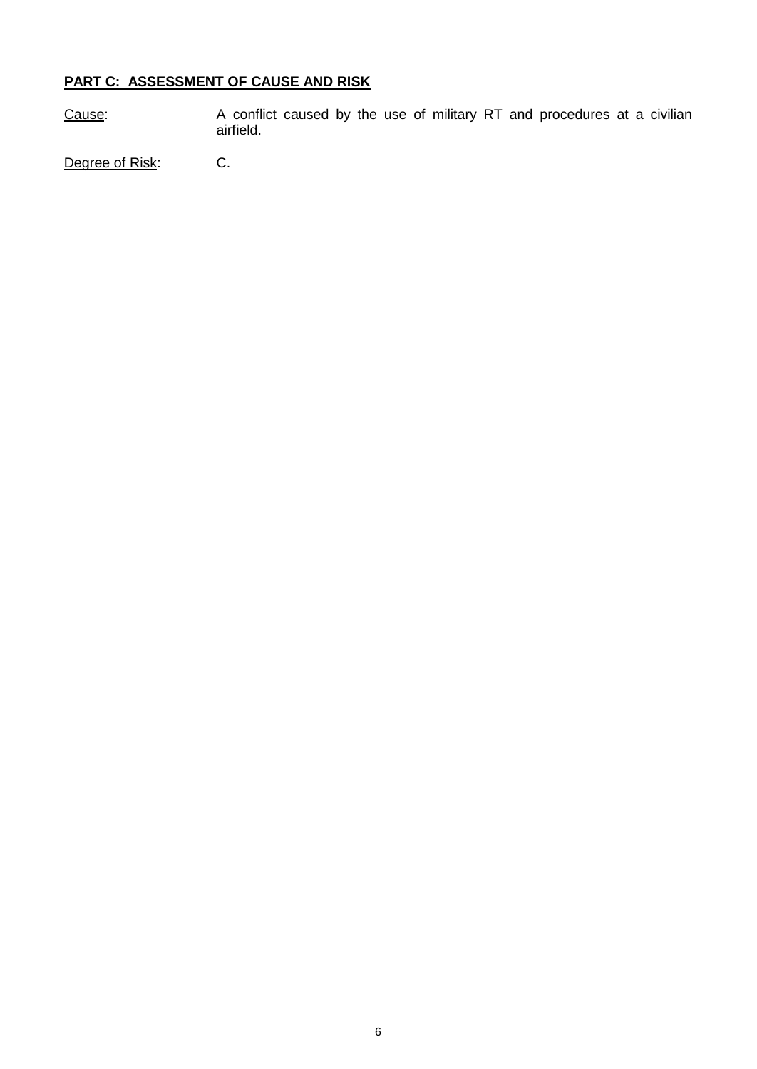**PART C: ASSESSMENT OF CAUSE AND RISK**

Cause: A conflict caused by the use of military RT and procedures at a civilian airfield.

Degree of Risk: C.